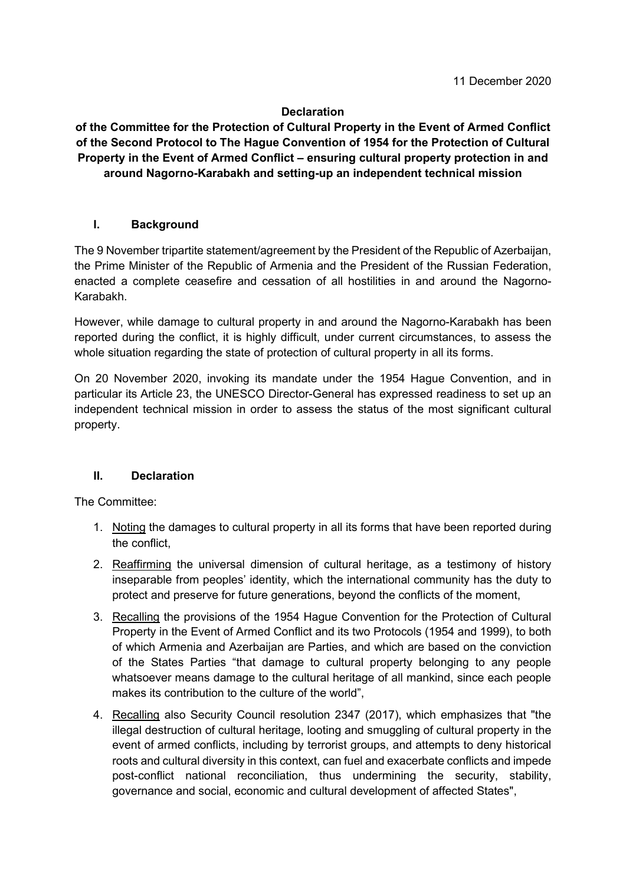11 December 2020

**Declaration**

**of the Committee for the Protection of Cultural Property in the Event of Armed Conflict of the Second Protocol to The Hague Convention of 1954 for the Protection of Cultural Property in the Event of Armed Conflict – ensuring cultural property protection in and around Nagorno-Karabakh and setting-up an independent technical mission**

## I. Background

The 9 November tripartite statement/agreement by the President of the Republic of Azerbaijan, the Prime Minister of the Republic of Armenia and the President of the Russian Federation, enacted a complete ceasefire and cessation of all hostilities in and around the Nagorno-Karabakh.

However, while damage to cultural property in and around the Nagorno-Karabakh has been reported during the conflict, it is highly difficult, under current circumstances, to assess the whole situation regarding the state of protection of cultural property in all its forms.

On 20 November 2020, invoking its mandate under the 1954 Hague Convention, and in particular its Article 23, the UNESCO Director-General has expressed readiness to set up an independent technical mission in order to assess the status of the most significant cultural property.

## II. Declaration

The Committee:

1. Noting the damages to cultural property in all its forms that have been reported during the conflict,
2. Reaffirming the universal dimension of cultural heritage, as a testimony of history inseparable from peoples' identity, which the international community has the duty to protect and preserve for future generations, beyond the conflicts of the moment,
3. Recalling the provisions of the 1954 Hague Convention for the Protection of Cultural Property in the Event of Armed Conflict and its two Protocols (1954 and 1999), to both of which Armenia and Azerbaijan are Parties, and which are based on the conviction of the States Parties "that damage to cultural property belonging to any people whatsoever means damage to the cultural heritage of all mankind, since each people makes its contribution to the culture of the world",
4. Recalling also Security Council resolution 2347 (2017), which emphasizes that "the illegal destruction of cultural heritage, looting and smuggling of cultural property in the event of armed conflicts, including by terrorist groups, and attempts to deny historical roots and cultural diversity in this context, can fuel and exacerbate conflicts and impede post-conflict national reconciliation, thus undermining the security, stability, governance and social, economic and cultural development of affected States",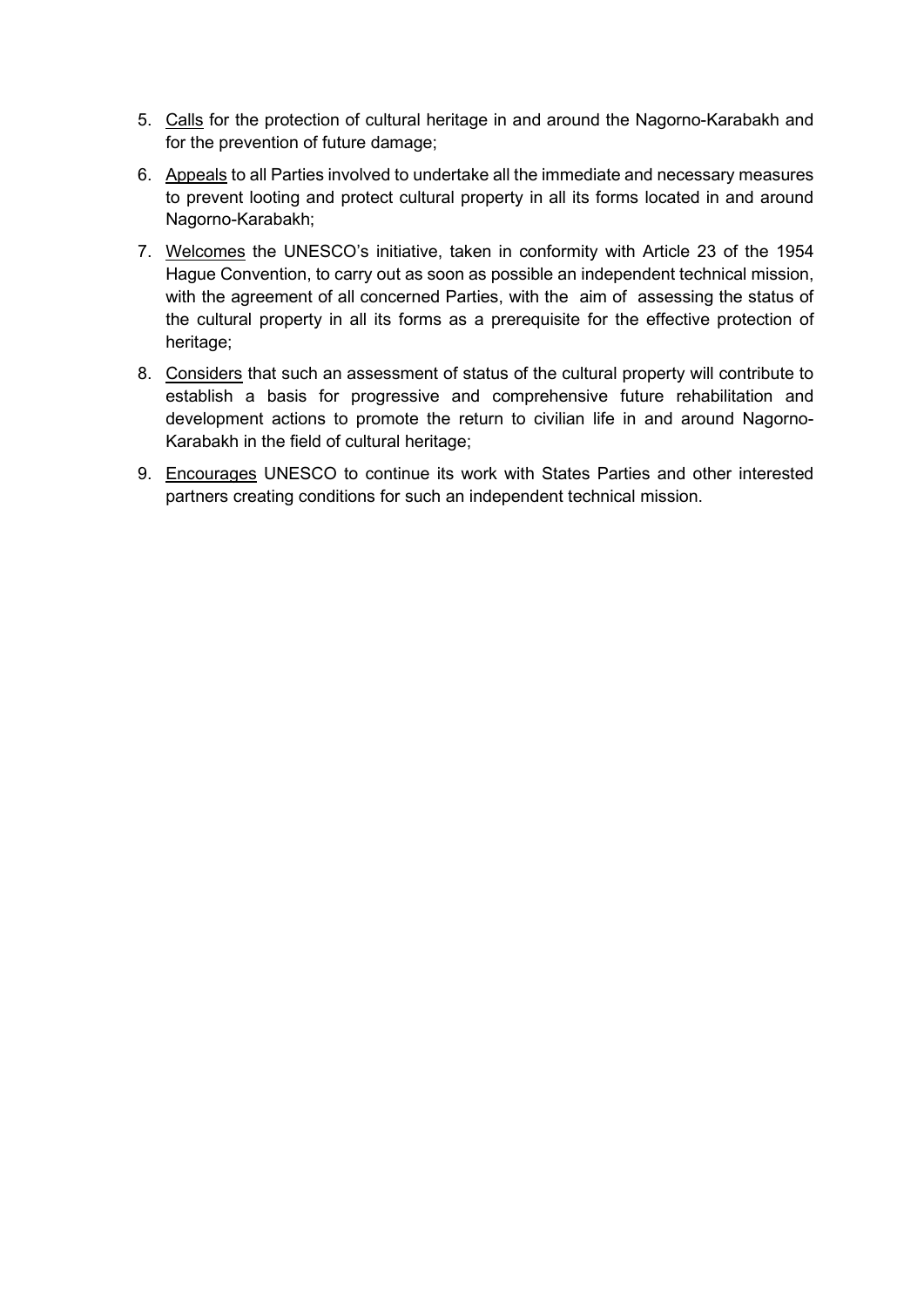5. Calls for the protection of cultural heritage in and around the Nagorno-Karabakh and for the prevention of future damage;

6. Appeals to all Parties involved to undertake all the immediate and necessary measures to prevent looting and protect cultural property in all its forms located in and around Nagorno-Karabakh;

7. Welcomes the UNESCO's initiative, taken in conformity with Article 23 of the 1954 Hague Convention, to carry out as soon as possible an independent technical mission, with the agreement of all concerned Parties, with the aim of assessing the status of the cultural property in all its forms as a prerequisite for the effective protection of heritage;

8. Considers that such an assessment of status of the cultural property will contribute to establish a basis for progressive and comprehensive future rehabilitation and development actions to promote the return to civilian life in and around Nagorno-Karabakh in the field of cultural heritage;

9. Encourages UNESCO to continue its work with States Parties and other interested partners creating conditions for such an independent technical mission.